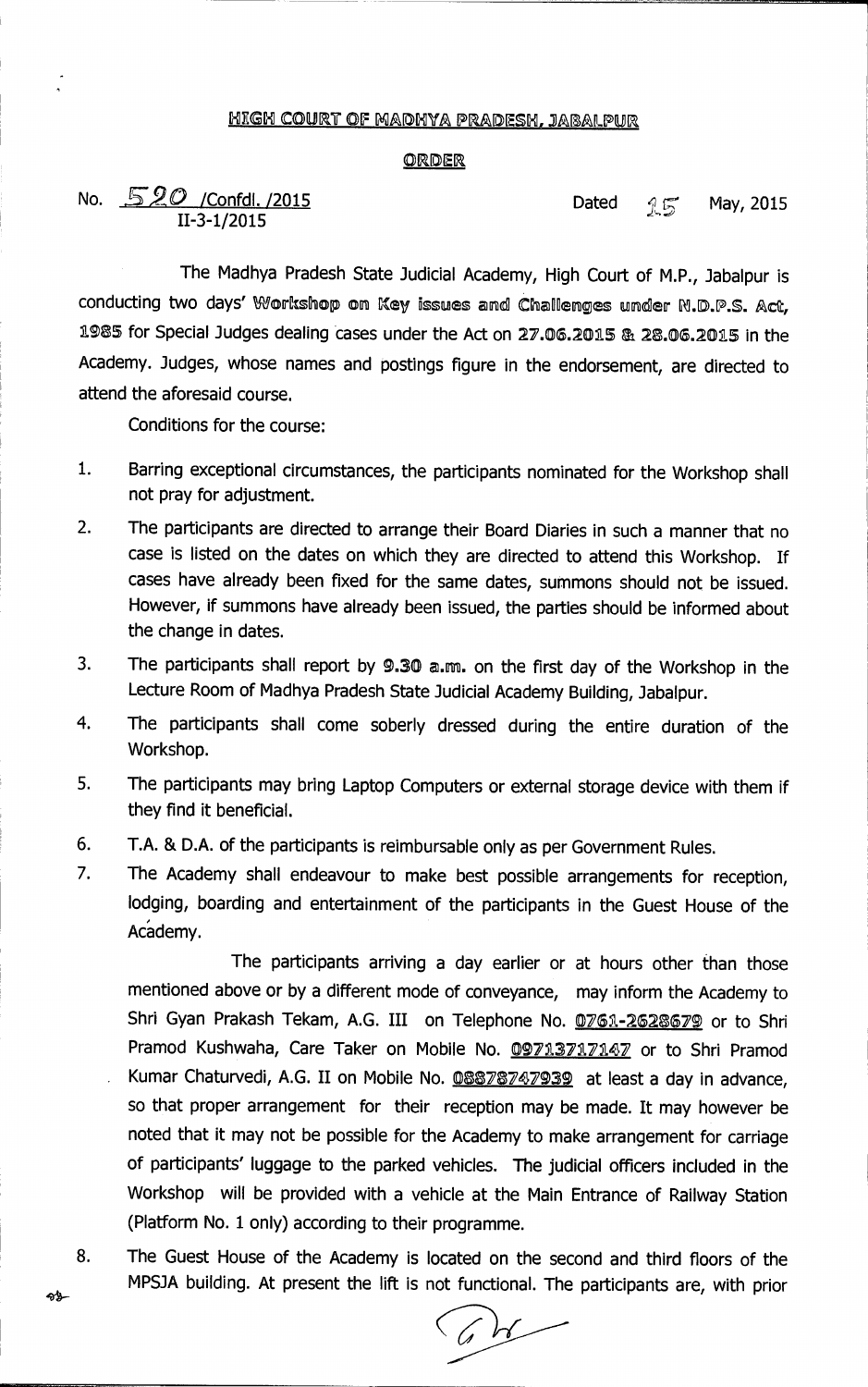# HIGH COURT OF MADHYA PRADESH, JABALPUR

## ORDER

No. 520 /Confdl. /2015
II-3-1/2015

Dated 15 May, 2015

The Madhya Pradesh State Judicial Academy, High Court of M.P., Jabalpur is conducting two days' **Workshop on Key issues and Challenges under N.D.P.S. Act, 1985** for Special Judges dealing cases under the Act on **27.06.2015 & 28.06.2015** in the Academy. Judges, whose names and postings figure in the endorsement, are directed to attend the aforesaid course.

Conditions for the course:

1. Barring exceptional circumstances, the participants nominated for the Workshop shall not pray for adjustment.
2. The participants are directed to arrange their Board Diaries in such a manner that no case is listed on the dates on which they are directed to attend this Workshop. If cases have already been fixed for the same dates, summons should not be issued. However, if summons have already been issued, the parties should be informed about the change in dates.
3. The participants shall report by **9.30 a.m.** on the first day of the Workshop in the Lecture Room of Madhya Pradesh State Judicial Academy Building, Jabalpur.
4. The participants shall come soberly dressed during the entire duration of the Workshop.
5. The participants may bring Laptop Computers or external storage device with them if they find it beneficial.
6. T.A. & D.A. of the participants is reimbursable only as per Government Rules.
7. The Academy shall endeavour to make best possible arrangements for reception, lodging, boarding and entertainment of the participants in the Guest House of the Academy.

   The participants arriving a day earlier or at hours other than those mentioned above or by a different mode of conveyance, may inform the Academy to Shri Gyan Prakash Tekam, A.G. III on Telephone No. 0761-2628679 or to Shri Pramod Kushwaha, Care Taker on Mobile No. 09713717147 or to Shri Pramod Kumar Chaturvedi, A.G. II on Mobile No. 08878747939 at least a day in advance, so that proper arrangement for their reception may be made. It may however be noted that it may not be possible for the Academy to make arrangement for carriage of participants' luggage to the parked vehicles. The judicial officers included in the Workshop will be provided with a vehicle at the Main Entrance of Railway Station (Platform No. 1 only) according to their programme.
8. The Guest House of the Academy is located on the second and third floors of the MPSJA building. At present the lift is not functional. The participants are, with prior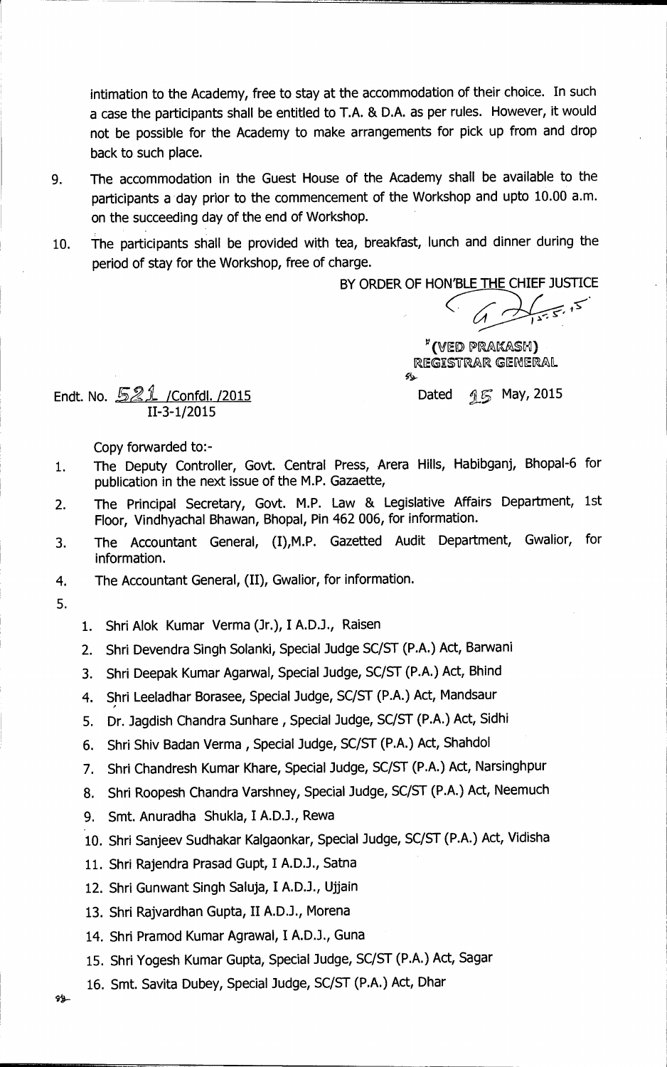intimation to the Academy, free to stay at the accommodation of their choice. In such a case the participants shall be entitled to T.A. & D.A. as per rules. However, it would not be possible for the Academy to make arrangements for pick up from and drop back to such place.

9. The accommodation in the Guest House of the Academy shall be available to the participants a day prior to the commencement of the Workshop and upto 10.00 a.m. on the succeeding day of the end of Workshop.

10. The participants shall be provided with tea, breakfast, lunch and dinner during the period of stay for the Workshop, free of charge.

BY ORDER OF HON'BLE THE CHIEF JUSTICE

(VED PRAKASH)
REGISTRAR GENERAL

Endt. No. 521 /Confdl. /2015
II-3-1/2015

Dated 15 May, 2015

Copy forwarded to:-

1. The Deputy Controller, Govt. Central Press, Arera Hills, Habibganj, Bhopal-6 for publication in the next issue of the M.P. Gazaette,
2. The Principal Secretary, Govt. M.P. Law & Legislative Affairs Department, 1st Floor, Vindhyachal Bhawan, Bhopal, Pin 462 006, for information.
3. The Accountant General, (I),M.P. Gazetted Audit Department, Gwalior, for information.
4. The Accountant General, (II), Gwalior, for information.
5.
    1. Shri Alok Kumar Verma (Jr.), I A.D.J., Raisen
    2. Shri Devendra Singh Solanki, Special Judge SC/ST (P.A.) Act, Barwani
    3. Shri Deepak Kumar Agarwal, Special Judge, SC/ST (P.A.) Act, Bhind
    4. Shri Leeladhar Borasee, Special Judge, SC/ST (P.A.) Act, Mandsaur
    5. Dr. Jagdish Chandra Sunhare , Special Judge, SC/ST (P.A.) Act, Sidhi
    6. Shri Shiv Badan Verma , Special Judge, SC/ST (P.A.) Act, Shahdol
    7. Shri Chandresh Kumar Khare, Special Judge, SC/ST (P.A.) Act, Narsinghpur
    8. Shri Roopesh Chandra Varshney, Special Judge, SC/ST (P.A.) Act, Neemuch
    9. Smt. Anuradha Shukla, I A.D.J., Rewa
    10. Shri Sanjeev Sudhakar Kalgaonkar, Special Judge, SC/ST (P.A.) Act, Vidisha
    11. Shri Rajendra Prasad Gupt, I A.D.J., Satna
    12. Shri Gunwant Singh Saluja, I A.D.J., Ujjain
    13. Shri Rajvardhan Gupta, II A.D.J., Morena
    14. Shri Pramod Kumar Agrawal, I A.D.J., Guna
    15. Shri Yogesh Kumar Gupta, Special Judge, SC/ST (P.A.) Act, Sagar
    16. Smt. Savita Dubey, Special Judge, SC/ST (P.A.) Act, Dhar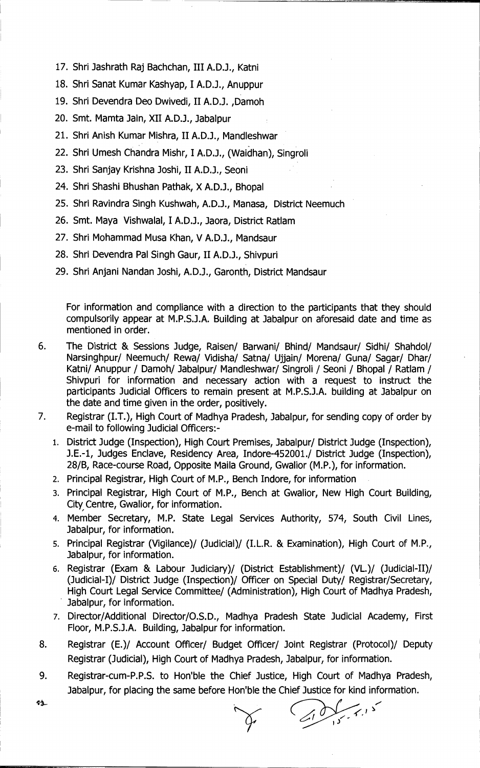17. Shri Jashrath Raj Bachchan, III A.D.J., Katni
18. Shri Sanat Kumar Kashyap, I A.D.J., Anuppur
19. Shri Devendra Deo Dwivedi, II A.D.J. ,Damoh
20. Smt. Mamta Jain, XII A.D.J., Jabalpur
21. Shri Anish Kumar Mishra, II A.D.J., Mandleshwar
22. Shri Umesh Chandra Mishr, I A.D.J., (Waidhan), Singroli
23. Shri Sanjay Krishna Joshi, II A.D.J., Seoni
24. Shri Shashi Bhushan Pathak, X A.D.J., Bhopal
25. Shri Ravindra Singh Kushwah, A.D.J., Manasa, District Neemuch
26. Smt. Maya Vishwalal, I A.D.J., Jaora, District Ratlam
27. Shri Mohammad Musa Khan, V A.D.J., Mandsaur
28. Shri Devendra Pal Singh Gaur, II A.D.J., Shivpuri
29. Shri Anjani Nandan Joshi, A.D.J., Garonth, District Mandsaur

For information and compliance with a direction to the participants that they should compulsorily appear at M.P.S.J.A. Building at Jabalpur on aforesaid date and time as mentioned in order.

6. The District & Sessions Judge, Raisen/ Barwani/ Bhind/ Mandsaur/ Sidhi/ Shahdol/ Narsinghpur/ Neemuch/ Rewa/ Vidisha/ Satna/ Ujjain/ Morena/ Guna/ Sagar/ Dhar/ Katni/ Anuppur / Damoh/ Jabalpur/ Mandleshwar/ Singroli / Seoni / Bhopal / Ratlam / Shivpuri for information and necessary action with a request to instruct the participants Judicial Officers to remain present at M.P.S.J.A. building at Jabalpur on the date and time given in the order, positively.

7. Registrar (I.T.), High Court of Madhya Pradesh, Jabalpur, for sending copy of order by e-mail to following Judicial Officers:-
   1. District Judge (Inspection), High Court Premises, Jabalpur/ District Judge (Inspection), J.E.-1, Judges Enclave, Residency Area, Indore-452001./ District Judge (Inspection), 28/B, Race-course Road, Opposite Maila Ground, Gwalior (M.P.), for information.
   2. Principal Registrar, High Court of M.P., Bench Indore, for information
   3. Principal Registrar, High Court of M.P., Bench at Gwalior, New High Court Building, City Centre, Gwalior, for information.
   4. Member Secretary, M.P. State Legal Services Authority, 574, South Civil Lines, Jabalpur, for information.
   5. Principal Registrar (Vigilance)/ (Judicial)/ (I.L.R. & Examination), High Court of M.P., Jabalpur, for information.
   6. Registrar (Exam & Labour Judiciary)/ (District Establishment)/ (VL.)/ (Judicial-II)/ (Judicial-I)/ District Judge (Inspection)/ Officer on Special Duty/ Registrar/Secretary, High Court Legal Service Committee/ (Administration), High Court of Madhya Pradesh, Jabalpur, for information.
   7. Director/Additional Director/O.S.D., Madhya Pradesh State Judicial Academy, First Floor, M.P.S.J.A. Building, Jabalpur for information.

8. Registrar (E.)/ Account Officer/ Budget Officer/ Joint Registrar (Protocol)/ Deputy Registrar (Judicial), High Court of Madhya Pradesh, Jabalpur, for information.

9. Registrar-cum-P.P.S. to Hon'ble the Chief Justice, High Court of Madhya Pradesh, Jabalpur, for placing the same before Hon'ble the Chief Justice for kind information.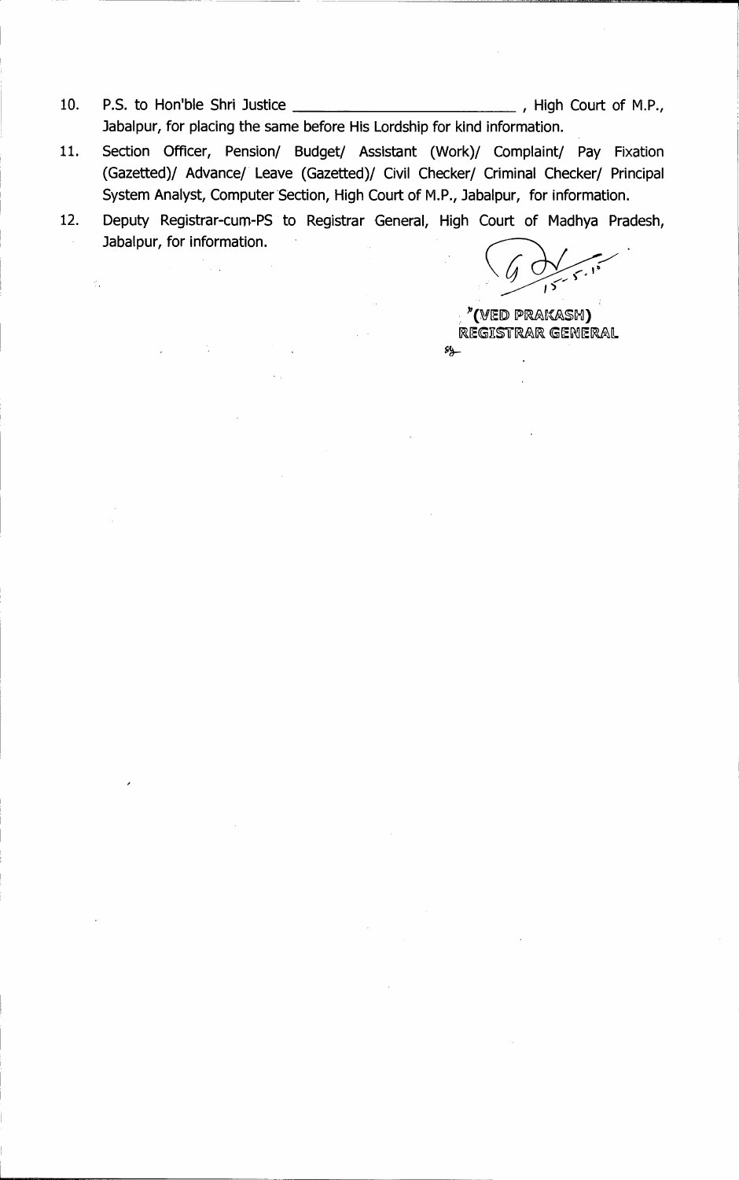10. P.S. to Hon'ble Shri Justice ____________________________ , High Court of M.P., Jabalpur, for placing the same before His Lordship for kind information.

11. Section Officer, Pension/ Budget/ Assistant (Work)/ Complaint/ Pay Fixation (Gazetted)/ Advance/ Leave (Gazetted)/ Civil Checker/ Criminal Checker/ Principal System Analyst, Computer Section, High Court of M.P., Jabalpur, for information.

12. Deputy Registrar-cum-PS to Registrar General, High Court of Madhya Pradesh, Jabalpur, for information.

15-5-15

(VED PRAKASH)
REGISTRAR GENERAL